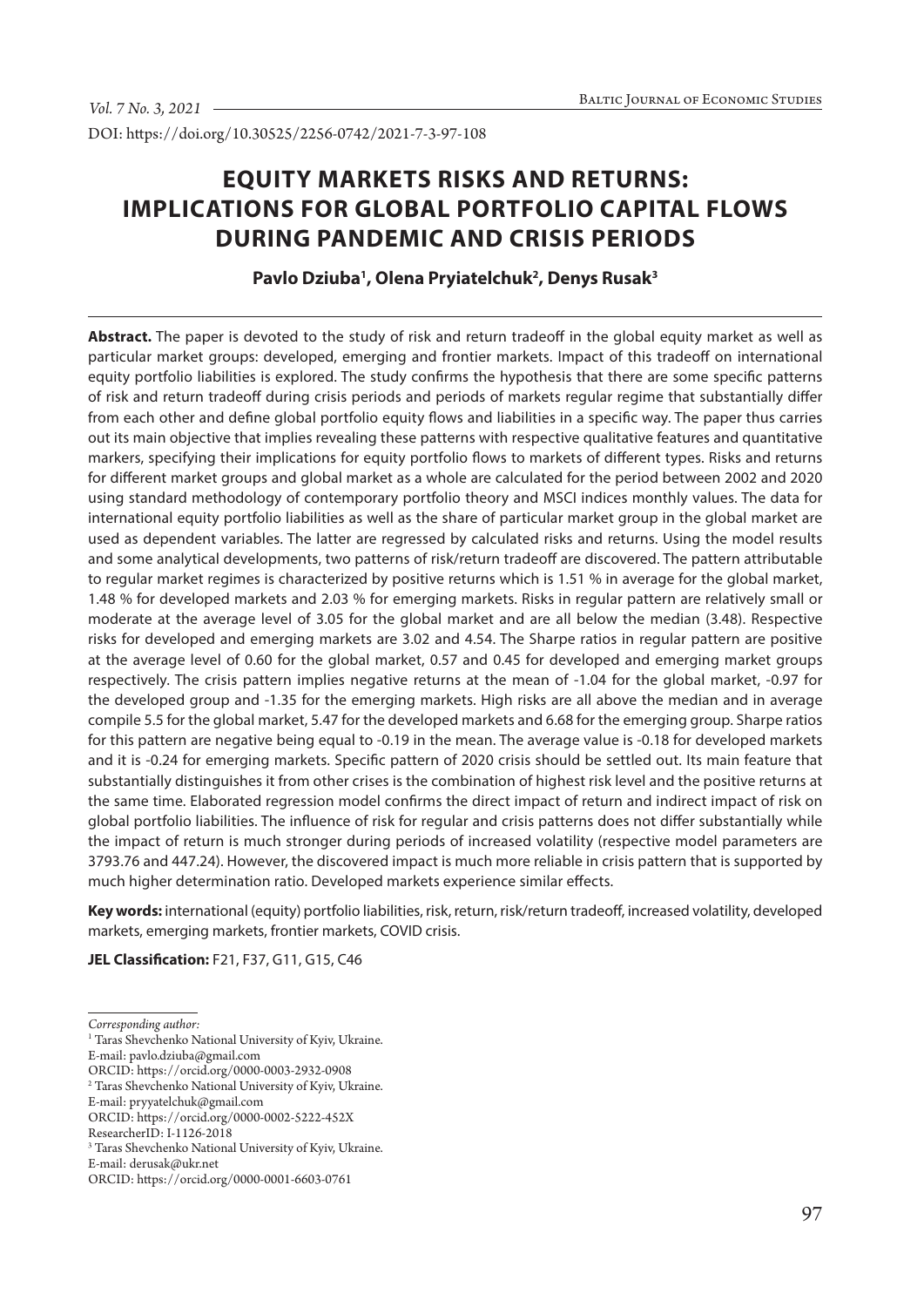DOI: https://doi.org/10.30525/2256-0742/2021-7-3-97-108

# EQUITY MARKETS RISKS AND RETURNS: IMPLICATIONS FOR GLOBAL PORTFOLIO CAPITAL FLOWS DURING PANDEMIC AND CRISIS PERIODS

**Pavlo Dziuba[1], Olena Pryiatelchuk[2], Denys Rusak[3]**

**Abstract.** The paper is devoted to the study of risk and return tradeoff in the global equity market as well as particular market groups: developed, emerging and frontier markets. Impact of this tradeoff on international equity portfolio liabilities is explored. The study confirms the hypothesis that there are some specific patterns of risk and return tradeoff during crisis periods and periods of markets regular regime that substantially differ from each other and define global portfolio equity flows and liabilities in a specific way. The paper thus carries out its main objective that implies revealing these patterns with respective qualitative features and quantitative markers, specifying their implications for equity portfolio flows to markets of different types. Risks and returns for different market groups and global market as a whole are calculated for the period between 2002 and 2020 using standard methodology of contemporary portfolio theory and MSCI indices monthly values. The data for international equity portfolio liabilities as well as the share of particular market group in the global market are used as dependent variables. The latter are regressed by calculated risks and returns. Using the model results and some analytical developments, two patterns of risk/return tradeoff are discovered. The pattern attributable to regular market regimes is characterized by positive returns which is 1.51 % in average for the global market, 1.48 % for developed markets and 2.03 % for emerging markets. Risks in regular pattern are relatively small or moderate at the average level of 3.05 for the global market and are all below the median (3.48). Respective risks for developed and emerging markets are 3.02 and 4.54. The Sharpe ratios in regular pattern are positive at the average level of 0.60 for the global market, 0.57 and 0.45 for developed and emerging market groups respectively. The crisis pattern implies negative returns at the mean of -1.04 for the global market, -0.97 for the developed group and -1.35 for the emerging markets. High risks are all above the median and in average compile 5.5 for the global market, 5.47 for the developed markets and 6.68 for the emerging group. Sharpe ratios for this pattern are negative being equal to -0.19 in the mean. The average value is -0.18 for developed markets and it is -0.24 for emerging markets. Specific pattern of 2020 crisis should be settled out. Its main feature that substantially distinguishes it from other crises is the combination of highest risk level and the positive returns at the same time. Elaborated regression model confirms the direct impact of return and indirect impact of risk on global portfolio liabilities. The influence of risk for regular and crisis patterns does not differ substantially while the impact of return is much stronger during periods of increased volatility (respective model parameters are 3793.76 and 447.24). However, the discovered impact is much more reliable in crisis pattern that is supported by much higher determination ratio. Developed markets experience similar effects.

**Key words:** international (equity) portfolio liabilities, risk, return, risk/return tradeoff, increased volatility, developed markets, emerging markets, frontier markets, COVID crisis.

**JEL Classification:** F21, F37, G11, G15, C46

---

*Corresponding author:*

[1] Taras Shevchenko National University of Kyiv, Ukraine.
E-mail: pavlo.dziuba@gmail.com
ORCID: https://orcid.org/0000-0003-2932-0908

[2] Taras Shevchenko National University of Kyiv, Ukraine.
E-mail: pryyatelchuk@gmail.com
ORCID: https://orcid.org/0000-0002-5222-452X
ResearcherID: I-1126-2018

[3] Taras Shevchenko National University of Kyiv, Ukraine.
E-mail: derusak@ukr.net
ORCID: https://orcid.org/0000-0001-6603-0761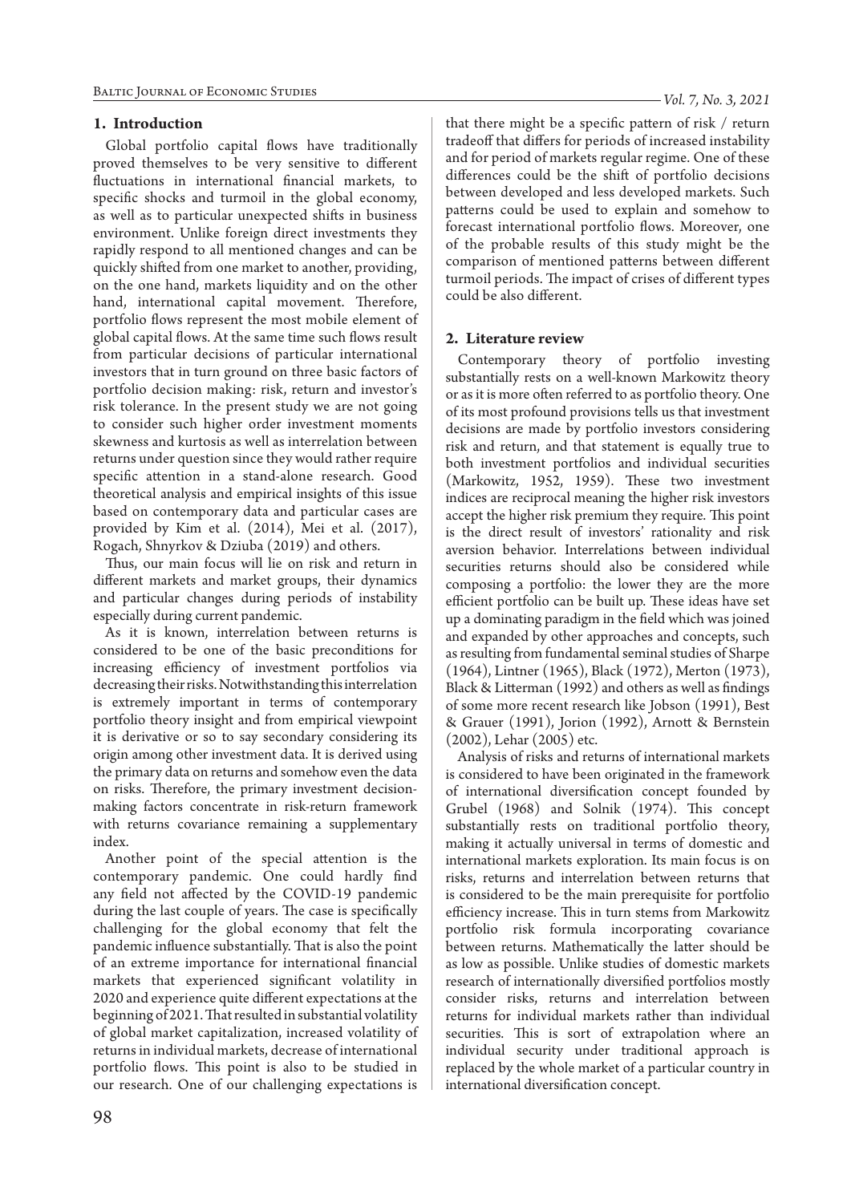## 1. Introduction

Global portfolio capital flows have traditionally proved themselves to be very sensitive to different fluctuations in international financial markets, to specific shocks and turmoil in the global economy, as well as to particular unexpected shifts in business environment. Unlike foreign direct investments they rapidly respond to all mentioned changes and can be quickly shifted from one market to another, providing, on the one hand, markets liquidity and on the other hand, international capital movement. Therefore, portfolio flows represent the most mobile element of global capital flows. At the same time such flows result from particular decisions of particular international investors that in turn ground on three basic factors of portfolio decision making: risk, return and investor's risk tolerance. In the present study we are not going to consider such higher order investment moments skewness and kurtosis as well as interrelation between returns under question since they would rather require specific attention in a stand-alone research. Good theoretical analysis and empirical insights of this issue based on contemporary data and particular cases are provided by Kim et al. (2014), Mei et al. (2017), Rogach, Shnyrkov & Dziuba (2019) and others.

Thus, our main focus will lie on risk and return in different markets and market groups, their dynamics and particular changes during periods of instability especially during current pandemic.

As it is known, interrelation between returns is considered to be one of the basic preconditions for increasing efficiency of investment portfolios via decreasing their risks. Notwithstanding this interrelation is extremely important in terms of contemporary portfolio theory insight and from empirical viewpoint it is derivative or so to say secondary considering its origin among other investment data. It is derived using the primary data on returns and somehow even the data on risks. Therefore, the primary investment decision-making factors concentrate in risk-return framework with returns covariance remaining a supplementary index.

Another point of the special attention is the contemporary pandemic. One could hardly find any field not affected by the COVID-19 pandemic during the last couple of years. The case is specifically challenging for the global economy that felt the pandemic influence substantially. That is also the point of an extreme importance for international financial markets that experienced significant volatility in 2020 and experience quite different expectations at the beginning of 2021. That resulted in substantial volatility of global market capitalization, increased volatility of returns in individual markets, decrease of international portfolio flows. This point is also to be studied in our research. One of our challenging expectations is that there might be a specific pattern of risk / return tradeoff that differs for periods of increased instability and for period of markets regular regime. One of these differences could be the shift of portfolio decisions between developed and less developed markets. Such patterns could be used to explain and somehow to forecast international portfolio flows. Moreover, one of the probable results of this study might be the comparison of mentioned patterns between different turmoil periods. The impact of crises of different types could be also different.

## 2. Literature review

Contemporary theory of portfolio investing substantially rests on a well-known Markowitz theory or as it is more often referred to as portfolio theory. One of its most profound provisions tells us that investment decisions are made by portfolio investors considering risk and return, and that statement is equally true to both investment portfolios and individual securities (Markowitz, 1952, 1959). These two investment indices are reciprocal meaning the higher risk investors accept the higher risk premium they require. This point is the direct result of investors' rationality and risk aversion behavior. Interrelations between individual securities returns should also be considered while composing a portfolio: the lower they are the more efficient portfolio can be built up. These ideas have set up a dominating paradigm in the field which was joined and expanded by other approaches and concepts, such as resulting from fundamental seminal studies of Sharpe (1964), Lintner (1965), Black (1972), Merton (1973), Black & Litterman (1992) and others as well as findings of some more recent research like Jobson (1991), Best & Grauer (1991), Jorion (1992), Arnott & Bernstein (2002), Lehar (2005) etc.

Analysis of risks and returns of international markets is considered to have been originated in the framework of international diversification concept founded by Grubel (1968) and Solnik (1974). This concept substantially rests on traditional portfolio theory, making it actually universal in terms of domestic and international markets exploration. Its main focus is on risks, returns and interrelation between returns that is considered to be the main prerequisite for portfolio efficiency increase. This in turn stems from Markowitz portfolio risk formula incorporating covariance between returns. Mathematically the latter should be as low as possible. Unlike studies of domestic markets research of internationally diversified portfolios mostly consider risks, returns and interrelation between returns for individual markets rather than individual securities. This is sort of extrapolation where an individual security under traditional approach is replaced by the whole market of a particular country in international diversification concept.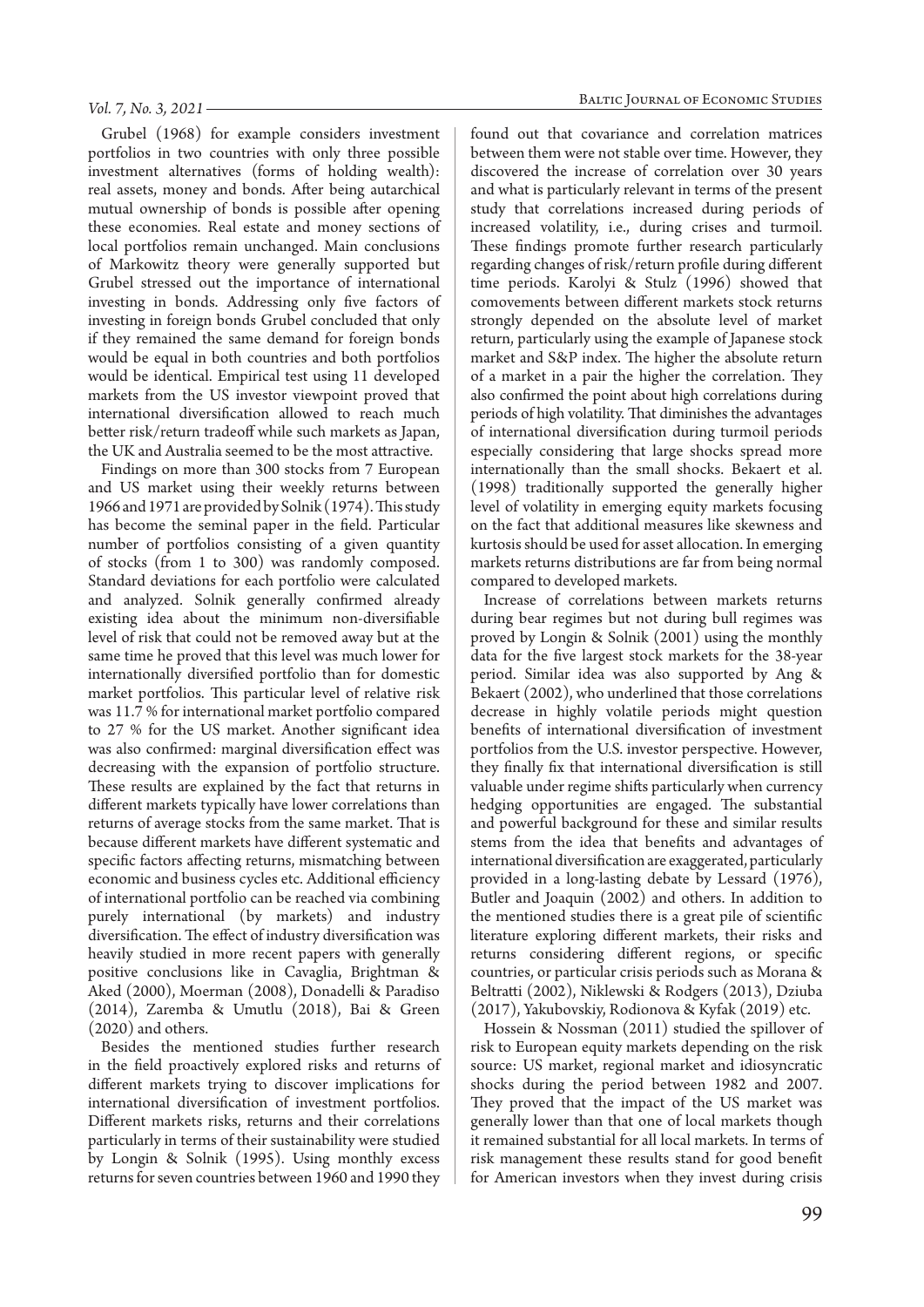Grubel (1968) for example considers investment portfolios in two countries with only three possible investment alternatives (forms of holding wealth): real assets, money and bonds. After being autarchical mutual ownership of bonds is possible after opening these economies. Real estate and money sections of local portfolios remain unchanged. Main conclusions of Markowitz theory were generally supported but Grubel stressed out the importance of international investing in bonds. Addressing only five factors of investing in foreign bonds Grubel concluded that only if they remained the same demand for foreign bonds would be equal in both countries and both portfolios would be identical. Empirical test using 11 developed markets from the US investor viewpoint proved that international diversification allowed to reach much better risk/return tradeoff while such markets as Japan, the UK and Australia seemed to be the most attractive.

Findings on more than 300 stocks from 7 European and US market using their weekly returns between 1966 and 1971 are provided by Solnik (1974). This study has become the seminal paper in the field. Particular number of portfolios consisting of a given quantity of stocks (from 1 to 300) was randomly composed. Standard deviations for each portfolio were calculated and analyzed. Solnik generally confirmed already existing idea about the minimum non-diversifiable level of risk that could not be removed away but at the same time he proved that this level was much lower for internationally diversified portfolio than for domestic market portfolios. This particular level of relative risk was 11.7 % for international market portfolio compared to 27 % for the US market. Another significant idea was also confirmed: marginal diversification effect was decreasing with the expansion of portfolio structure. These results are explained by the fact that returns in different markets typically have lower correlations than returns of average stocks from the same market. That is because different markets have different systematic and specific factors affecting returns, mismatching between economic and business cycles etc. Additional efficiency of international portfolio can be reached via combining purely international (by markets) and industry diversification. The effect of industry diversification was heavily studied in more recent papers with generally positive conclusions like in Cavaglia, Brightman & Aked (2000), Moerman (2008), Donadelli & Paradiso (2014), Zaremba & Umutlu (2018), Bai & Green (2020) and others.

Besides the mentioned studies further research in the field proactively explored risks and returns of different markets trying to discover implications for international diversification of investment portfolios. Different markets risks, returns and their correlations particularly in terms of their sustainability were studied by Longin & Solnik (1995). Using monthly excess returns for seven countries between 1960 and 1990 they found out that covariance and correlation matrices between them were not stable over time. However, they discovered the increase of correlation over 30 years and what is particularly relevant in terms of the present study that correlations increased during periods of increased volatility, i.e., during crises and turmoil. These findings promote further research particularly regarding changes of risk/return profile during different time periods. Karolyi & Stulz (1996) showed that comovements between different markets stock returns strongly depended on the absolute level of market return, particularly using the example of Japanese stock market and S&P index. The higher the absolute return of a market in a pair the higher the correlation. They also confirmed the point about high correlations during periods of high volatility. That diminishes the advantages of international diversification during turmoil periods especially considering that large shocks spread more internationally than the small shocks. Bekaert et al. (1998) traditionally supported the generally higher level of volatility in emerging equity markets focusing on the fact that additional measures like skewness and kurtosis should be used for asset allocation. In emerging markets returns distributions are far from being normal compared to developed markets.

Increase of correlations between markets returns during bear regimes but not during bull regimes was proved by Longin & Solnik (2001) using the monthly data for the five largest stock markets for the 38-year period. Similar idea was also supported by Ang & Bekaert (2002), who underlined that those correlations decrease in highly volatile periods might question benefits of international diversification of investment portfolios from the U.S. investor perspective. However, they finally fix that international diversification is still valuable under regime shifts particularly when currency hedging opportunities are engaged. The substantial and powerful background for these and similar results stems from the idea that benefits and advantages of international diversification are exaggerated, particularly provided in a long-lasting debate by Lessard (1976), Butler and Joaquin (2002) and others. In addition to the mentioned studies there is a great pile of scientific literature exploring different markets, their risks and returns considering different regions, or specific countries, or particular crisis periods such as Morana & Beltratti (2002), Niklewski & Rodgers (2013), Dziuba (2017), Yakubovskiy, Rodionova & Kyfak (2019) etc.

Hossein & Nossman (2011) studied the spillover of risk to European equity markets depending on the risk source: US market, regional market and idiosyncratic shocks during the period between 1982 and 2007. They proved that the impact of the US market was generally lower than that one of local markets though it remained substantial for all local markets. In terms of risk management these results stand for good benefit for American investors when they invest during crisis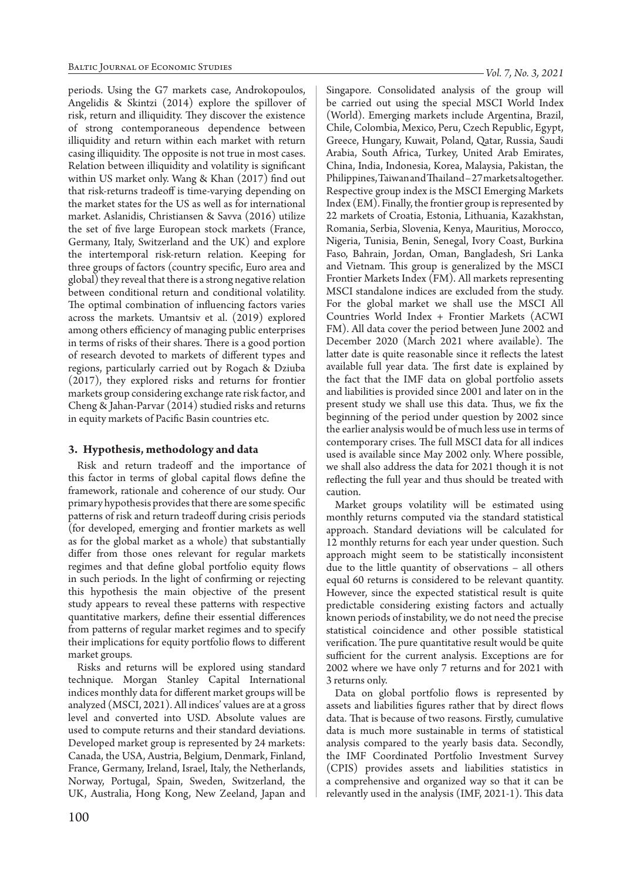periods. Using the G7 markets case, Androkopoulos, Angelidis & Skintzi (2014) explore the spillover of risk, return and illiquidity. They discover the existence of strong contemporaneous dependence between illiquidity and return within each market with return casing illiquidity. The opposite is not true in most cases. Relation between illiquidity and volatility is significant within US market only. Wang & Khan (2017) find out that risk-returns tradeoff is time-varying depending on the market states for the US as well as for international market. Aslanidis, Christiansen & Savva (2016) utilize the set of five large European stock markets (France, Germany, Italy, Switzerland and the UK) and explore the intertemporal risk-return relation. Keeping for three groups of factors (country specific, Euro area and global) they reveal that there is a strong negative relation between conditional return and conditional volatility. The optimal combination of influencing factors varies across the markets. Umantsiv et al. (2019) explored among others efficiency of managing public enterprises in terms of risks of their shares. There is a good portion of research devoted to markets of different types and regions, particularly carried out by Rogach & Dziuba (2017), they explored risks and returns for frontier markets group considering exchange rate risk factor, and Cheng & Jahan-Parvar (2014) studied risks and returns in equity markets of Pacific Basin countries etc.

## 3. Hypothesis, methodology and data

Risk and return tradeoff and the importance of this factor in terms of global capital flows define the framework, rationale and coherence of our study. Our primary hypothesis provides that there are some specific patterns of risk and return tradeoff during crisis periods (for developed, emerging and frontier markets as well as for the global market as a whole) that substantially differ from those ones relevant for regular markets regimes and that define global portfolio equity flows in such periods. In the light of confirming or rejecting this hypothesis the main objective of the present study appears to reveal these patterns with respective quantitative markers, define their essential differences from patterns of regular market regimes and to specify their implications for equity portfolio flows to different market groups.

Risks and returns will be explored using standard technique. Morgan Stanley Capital International indices monthly data for different market groups will be analyzed (MSCI, 2021). All indices' values are at a gross level and converted into USD. Absolute values are used to compute returns and their standard deviations. Developed market group is represented by 24 markets: Canada, the USA, Austria, Belgium, Denmark, Finland, France, Germany, Ireland, Israel, Italy, the Netherlands, Norway, Portugal, Spain, Sweden, Switzerland, the UK, Australia, Hong Kong, New Zeeland, Japan and Singapore. Consolidated analysis of the group will be carried out using the special MSCI World Index (World). Emerging markets include Argentina, Brazil, Chile, Colombia, Mexico, Peru, Czech Republic, Egypt, Greece, Hungary, Kuwait, Poland, Qatar, Russia, Saudi Arabia, South Africa, Turkey, United Arab Emirates, China, India, Indonesia, Korea, Malaysia, Pakistan, the Philippines, Taiwan and Thailand – 27 markets altogether. Respective group index is the MSCI Emerging Markets Index (EM). Finally, the frontier group is represented by 22 markets of Croatia, Estonia, Lithuania, Kazakhstan, Romania, Serbia, Slovenia, Kenya, Mauritius, Morocco, Nigeria, Tunisia, Benin, Senegal, Ivory Coast, Burkina Faso, Bahrain, Jordan, Oman, Bangladesh, Sri Lanka and Vietnam. This group is generalized by the MSCI Frontier Markets Index (FM). All markets representing MSCI standalone indices are excluded from the study. For the global market we shall use the MSCI All Countries World Index + Frontier Markets (ACWI FM). All data cover the period between June 2002 and December 2020 (March 2021 where available). The latter date is quite reasonable since it reflects the latest available full year data. The first date is explained by the fact that the IMF data on global portfolio assets and liabilities is provided since 2001 and later on in the present study we shall use this data. Thus, we fix the beginning of the period under question by 2002 since the earlier analysis would be of much less use in terms of contemporary crises. The full MSCI data for all indices used is available since May 2002 only. Where possible, we shall also address the data for 2021 though it is not reflecting the full year and thus should be treated with caution.

Market groups volatility will be estimated using monthly returns computed via the standard statistical approach. Standard deviations will be calculated for 12 monthly returns for each year under question. Such approach might seem to be statistically inconsistent due to the little quantity of observations – all others equal 60 returns is considered to be relevant quantity. However, since the expected statistical result is quite predictable considering existing factors and actually known periods of instability, we do not need the precise statistical coincidence and other possible statistical verification. The pure quantitative result would be quite sufficient for the current analysis. Exceptions are for 2002 where we have only 7 returns and for 2021 with 3 returns only.

Data on global portfolio flows is represented by assets and liabilities figures rather that by direct flows data. That is because of two reasons. Firstly, cumulative data is much more sustainable in terms of statistical analysis compared to the yearly basis data. Secondly, the IMF Coordinated Portfolio Investment Survey (CPIS) provides assets and liabilities statistics in a comprehensive and organized way so that it can be relevantly used in the analysis (IMF, 2021-1). This data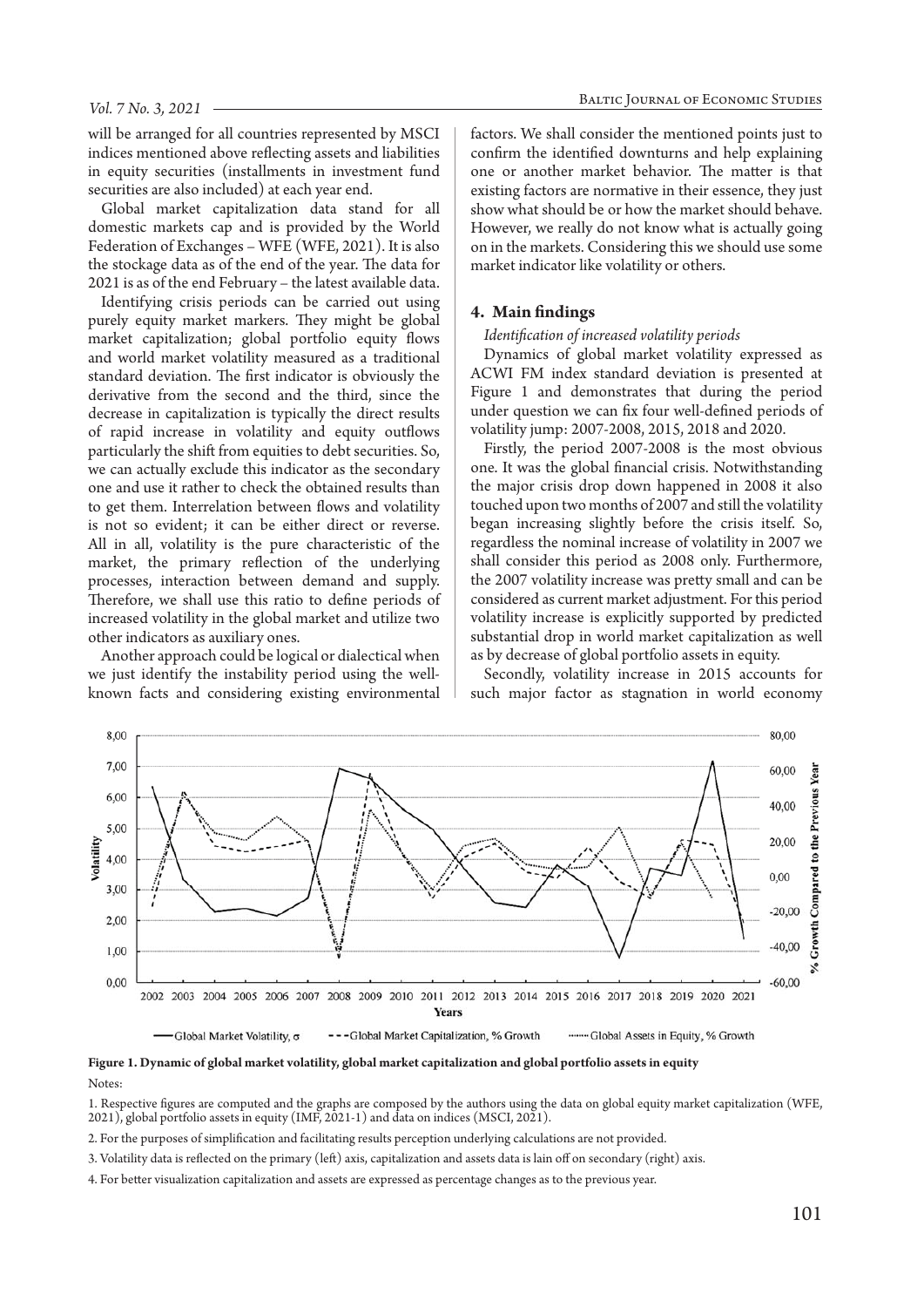will be arranged for all countries represented by MSCI indices mentioned above reflecting assets and liabilities in equity securities (installments in investment fund securities are also included) at each year end.

Global market capitalization data stand for all domestic markets cap and is provided by the World Federation of Exchanges – WFE (WFE, 2021). It is also the stockage data as of the end of the year. The data for 2021 is as of the end February – the latest available data.

Identifying crisis periods can be carried out using purely equity market markers. They might be global market capitalization; global portfolio equity flows and world market volatility measured as a traditional standard deviation. The first indicator is obviously the derivative from the second and the third, since the decrease in capitalization is typically the direct results of rapid increase in volatility and equity outflows particularly the shift from equities to debt securities. So, we can actually exclude this indicator as the secondary one and use it rather to check the obtained results than to get them. Interrelation between flows and volatility is not so evident; it can be either direct or reverse. All in all, volatility is the pure characteristic of the market, the primary reflection of the underlying processes, interaction between demand and supply. Therefore, we shall use this ratio to define periods of increased volatility in the global market and utilize two other indicators as auxiliary ones.

Another approach could be logical or dialectical when we just identify the instability period using the well-known facts and considering existing environmental factors. We shall consider the mentioned points just to confirm the identified downturns and help explaining one or another market behavior. The matter is that existing factors are normative in their essence, they just show what should be or how the market should behave. However, we really do not know what is actually going on in the markets. Considering this we should use some market indicator like volatility or others.

## 4. Main findings

*Identification of increased volatility periods*

Dynamics of global market volatility expressed as ACWI FM index standard deviation is presented at Figure 1 and demonstrates that during the period under question we can fix four well-defined periods of volatility jump: 2007-2008, 2015, 2018 and 2020.

Firstly, the period 2007-2008 is the most obvious one. It was the global financial crisis. Notwithstanding the major crisis drop down happened in 2008 it also touched upon two months of 2007 and still the volatility began increasing slightly before the crisis itself. So, regardless the nominal increase of volatility in 2007 we shall consider this period as 2008 only. Furthermore, the 2007 volatility increase was pretty small and can be considered as current market adjustment. For this period volatility increase is explicitly supported by predicted substantial drop in world market capitalization as well as by decrease of global portfolio assets in equity.

Secondly, volatility increase in 2015 accounts for such major factor as stagnation in world economy

**Figure 1. Dynamic of global market volatility, global market capitalization and global portfolio assets in equity**

Notes:

1. Respective figures are computed and the graphs are composed by the authors using the data on global equity market capitalization (WFE, 2021), global portfolio assets in equity (IMF, 2021-1) and data on indices (MSCI, 2021).

2. For the purposes of simplification and facilitating results perception underlying calculations are not provided.

3. Volatility data is reflected on the primary (left) axis, capitalization and assets data is lain off on secondary (right) axis.

4. For better visualization capitalization and assets are expressed as percentage changes as to the previous year.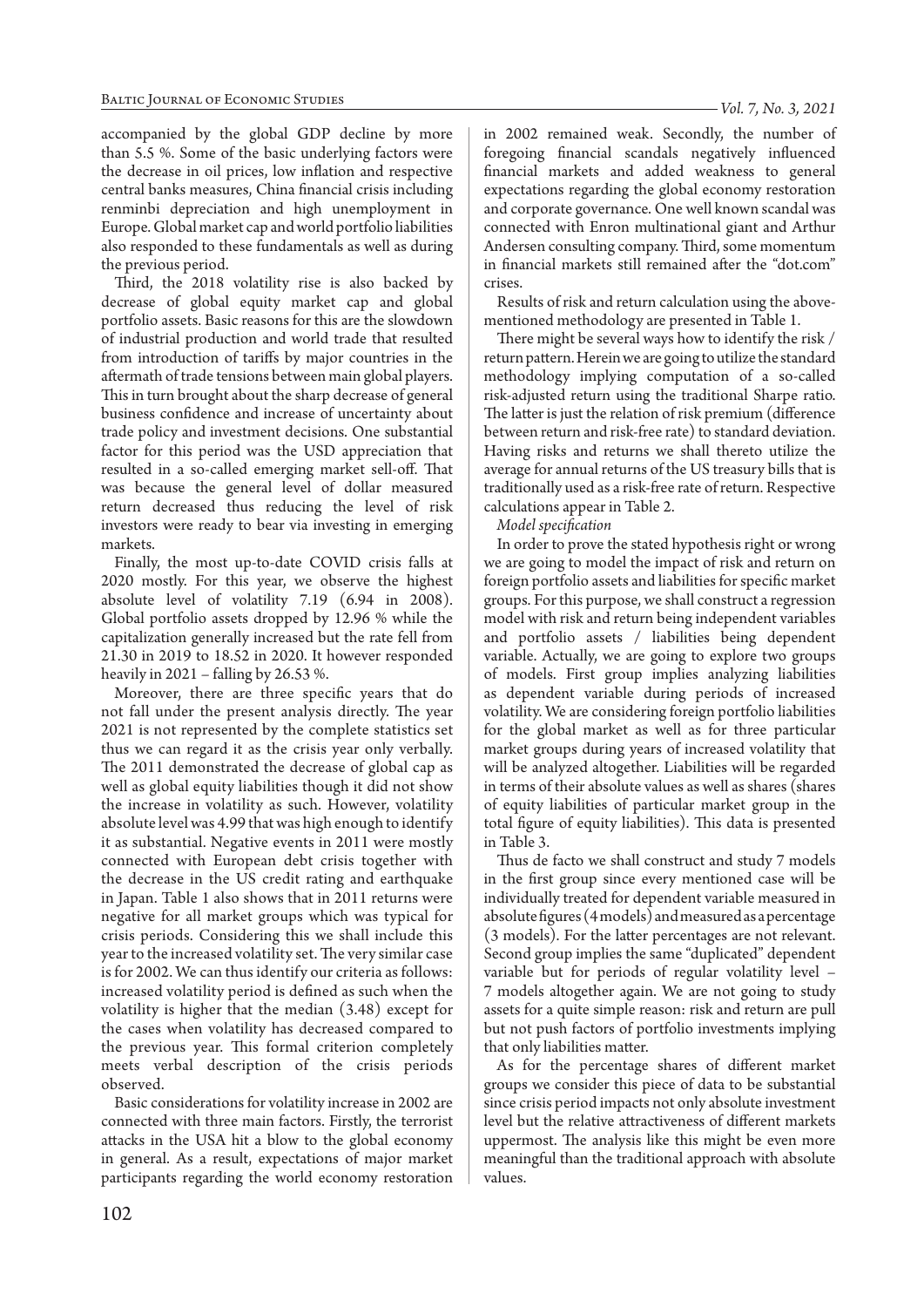accompanied by the global GDP decline by more than 5.5 %. Some of the basic underlying factors were the decrease in oil prices, low inflation and respective central banks measures, China financial crisis including renminbi depreciation and high unemployment in Europe. Global market cap and world portfolio liabilities also responded to these fundamentals as well as during the previous period.

Third, the 2018 volatility rise is also backed by decrease of global equity market cap and global portfolio assets. Basic reasons for this are the slowdown of industrial production and world trade that resulted from introduction of tariffs by major countries in the aftermath of trade tensions between main global players. This in turn brought about the sharp decrease of general business confidence and increase of uncertainty about trade policy and investment decisions. One substantial factor for this period was the USD appreciation that resulted in a so-called emerging market sell-off. That was because the general level of dollar measured return decreased thus reducing the level of risk investors were ready to bear via investing in emerging markets.

Finally, the most up-to-date COVID crisis falls at 2020 mostly. For this year, we observe the highest absolute level of volatility 7.19 (6.94 in 2008). Global portfolio assets dropped by 12.96 % while the capitalization generally increased but the rate fell from 21.30 in 2019 to 18.52 in 2020. It however responded heavily in 2021 – falling by 26.53 %.

Moreover, there are three specific years that do not fall under the present analysis directly. The year 2021 is not represented by the complete statistics set thus we can regard it as the crisis year only verbally. The 2011 demonstrated the decrease of global cap as well as global equity liabilities though it did not show the increase in volatility as such. However, volatility absolute level was 4.99 that was high enough to identify it as substantial. Negative events in 2011 were mostly connected with European debt crisis together with the decrease in the US credit rating and earthquake in Japan. Table 1 also shows that in 2011 returns were negative for all market groups which was typical for crisis periods. Considering this we shall include this year to the increased volatility set. The very similar case is for 2002. We can thus identify our criteria as follows: increased volatility period is defined as such when the volatility is higher that the median (3.48) except for the cases when volatility has decreased compared to the previous year. This formal criterion completely meets verbal description of the crisis periods observed.

Basic considerations for volatility increase in 2002 are connected with three main factors. Firstly, the terrorist attacks in the USA hit a blow to the global economy in general. As a result, expectations of major market participants regarding the world economy restoration in 2002 remained weak. Secondly, the number of foregoing financial scandals negatively influenced financial markets and added weakness to general expectations regarding the global economy restoration and corporate governance. One well known scandal was connected with Enron multinational giant and Arthur Andersen consulting company. Third, some momentum in financial markets still remained after the "dot.com" crises.

Results of risk and return calculation using the above-mentioned methodology are presented in Table 1.

There might be several ways how to identify the risk / return pattern. Herein we are going to utilize the standard methodology implying computation of a so-called risk-adjusted return using the traditional Sharpe ratio. The latter is just the relation of risk premium (difference between return and risk-free rate) to standard deviation. Having risks and returns we shall thereto utilize the average for annual returns of the US treasury bills that is traditionally used as a risk-free rate of return. Respective calculations appear in Table 2.

*Model specification*

In order to prove the stated hypothesis right or wrong we are going to model the impact of risk and return on foreign portfolio assets and liabilities for specific market groups. For this purpose, we shall construct a regression model with risk and return being independent variables and portfolio assets / liabilities being dependent variable. Actually, we are going to explore two groups of models. First group implies analyzing liabilities as dependent variable during periods of increased volatility. We are considering foreign portfolio liabilities for the global market as well as for three particular market groups during years of increased volatility that will be analyzed altogether. Liabilities will be regarded in terms of their absolute values as well as shares (shares of equity liabilities of particular market group in the total figure of equity liabilities). This data is presented in Table 3.

Thus de facto we shall construct and study 7 models in the first group since every mentioned case will be individually treated for dependent variable measured in absolute figures (4 models) and measured as a percentage (3 models). For the latter percentages are not relevant. Second group implies the same "duplicated" dependent variable but for periods of regular volatility level – 7 models altogether again. We are not going to study assets for a quite simple reason: risk and return are pull but not push factors of portfolio investments implying that only liabilities matter.

As for the percentage shares of different market groups we consider this piece of data to be substantial since crisis period impacts not only absolute investment level but the relative attractiveness of different markets uppermost. The analysis like this might be even more meaningful than the traditional approach with absolute values.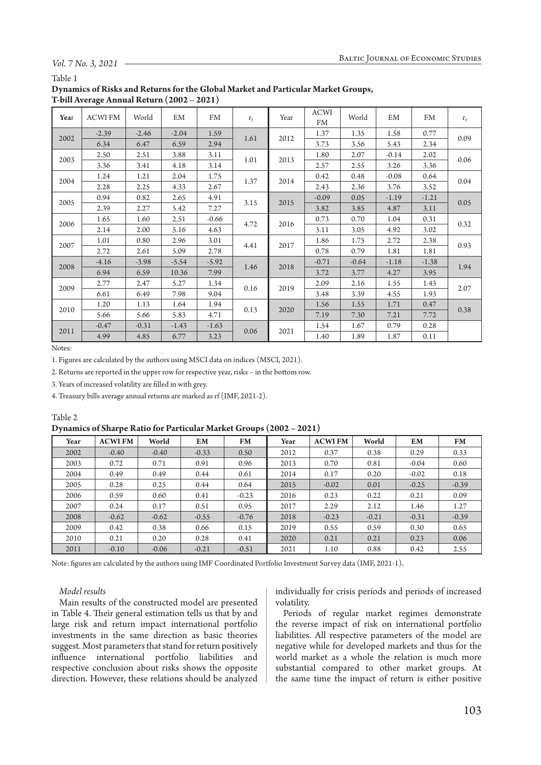Table 1

**Dynamics of Risks and Returns for the Global Market and Particular Market Groups, T-bill Average Annual Return (2002 – 2021)**

| Year | ACWI FM | World | EM | FM | $r_f$ | Year | ACWI FM | World | EM | FM | $r_f$ |
|---|---|---|---|---|---|---|---|---|---|---|---|
| 2002 | -2.39 | -2.46 | -2.04 | 1.59 | 1.61 | 2012 | 1.37 | 1.35 | 1.58 | 0.77 | 0.09 |
| | 6.34 | 6.47 | 6.59 | 2.94 | | | 3.73 | 3.56 | 5.43 | 2.34 | |
| 2003 | 2.50 | 2.51 | 3.88 | 3.11 | 1.01 | 2013 | 1.80 | 2.07 | -0.14 | 2.02 | 0.06 |
| | 3.36 | 3.41 | 4.18 | 3.14 | | | 2.57 | 2.55 | 3.26 | 3.36 | |
| 2004 | 1.24 | 1.21 | 2.04 | 1.75 | 1.37 | 2014 | 0.42 | 0.48 | -0.08 | 0.64 | 0.04 |
| | 2.28 | 2.25 | 4.33 | 2.67 | | | 2.43 | 2.36 | 3.76 | 3.52 | |
| 2005 | 0.94 | 0.82 | 2.65 | 4.91 | 3.15 | 2015 | -0.09 | 0.05 | -1.19 | -1.21 | 0.05 |
| | 2.39 | 2.27 | 5.42 | 7.27 | | | 3.82 | 3.85 | 4.87 | 3.11 | |
| 2006 | 1.65 | 1.60 | 2.51 | -0.66 | 4.72 | 2016 | 0.73 | 0.70 | 1.04 | 0.31 | 0.32 |
| | 2.14 | 2.00 | 5.16 | 4.63 | | | 3.11 | 3.05 | 4.92 | 3.02 | |
| 2007 | 1.01 | 0.80 | 2.96 | 3.01 | 4.41 | 2017 | 1.86 | 1.75 | 2.72 | 2.38 | 0.93 |
| | 2.72 | 2.61 | 5.09 | 2.78 | | | 0.78 | 0.79 | 1.81 | 1.81 | |
| 2008 | -4.16 | -3.98 | -5.54 | -5.92 | 1.46 | 2018 | -0.71 | -0.64 | -1.18 | -1.38 | 1.94 |
| | 6.94 | 6.59 | 10.36 | 7.99 | | | 3.72 | 3.77 | 4.27 | 3.95 | |
| 2009 | 2.77 | 2.47 | 5.27 | 1.34 | 0.16 | 2019 | 2.09 | 2.16 | 1.55 | 1.43 | 2.07 |
| | 6.61 | 6.49 | 7.98 | 9.04 | | | 3.48 | 3.39 | 4.55 | 1.93 | |
| 2010 | 1.20 | 1.13 | 1.64 | 1.94 | 0.13 | 2020 | 1.56 | 1.55 | 1.71 | 0.47 | 0.38 |
| | 5.66 | 5.66 | 5.83 | 4.71 | | | 7.19 | 7.30 | 7.21 | 7.72 | |
| 2011 | -0.47 | -0.31 | -1.43 | -1.63 | 0.06 | 2021 | 1.54 | 1.67 | 0.79 | 0.28 | |
| | 4.99 | 4.85 | 6.77 | 3.23 | | | 1.40 | 1.89 | 1.87 | 0.11 | |

Notes:

1. Figures are calculated by the authors using MSCI data on indices (MSCI, 2021).
2. Returns are reported in the upper row for respective year, risks – in the bottom row.
3. Years of increased volatility are filled in with grey.
4. Treasury bills average annual returns are marked as rf (IMF, 2021-2).

Table 2

**Dynamics of Sharpe Ratio for Particular Market Groups (2002 – 2021)**

| Year | ACWI FM | World | EM | FM | Year | ACWI FM | World | EM | FM |
|---|---|---|---|---|---|---|---|---|---|
| 2002 | -0.40 | -0.40 | -0.33 | 0.50 | 2012 | 0.37 | 0.38 | 0.29 | 0.33 |
| 2003 | 0.72 | 0.71 | 0.91 | 0.96 | 2013 | 0.70 | 0.81 | -0.04 | 0.60 |
| 2004 | 0.49 | 0.49 | 0.44 | 0.61 | 2014 | 0.17 | 0.20 | -0.02 | 0.18 |
| 2005 | 0.28 | 0.25 | 0.44 | 0.64 | 2015 | -0.02 | 0.01 | -0.25 | -0.39 |
| 2006 | 0.59 | 0.60 | 0.41 | -0.23 | 2016 | 0.23 | 0.22 | 0.21 | 0.09 |
| 2007 | 0.24 | 0.17 | 0.51 | 0.95 | 2017 | 2.29 | 2.12 | 1.46 | 1.27 |
| 2008 | -0.62 | -0.62 | -0.55 | -0.76 | 2018 | -0.23 | -0.21 | -0.31 | -0.39 |
| 2009 | 0.42 | 0.38 | 0.66 | 0.15 | 2019 | 0.55 | 0.59 | 0.30 | 0.65 |
| 2010 | 0.21 | 0.20 | 0.28 | 0.41 | 2020 | 0.21 | 0.21 | 0.23 | 0.06 |
| 2011 | -0.10 | -0.06 | -0.21 | -0.51 | 2021 | 1.10 | 0.88 | 0.42 | 2.55 |

Note: figures are calculated by the authors using IMF Coordinated Portfolio Investment Survey data (IMF, 2021-1).

*Model results*

Main results of the constructed model are presented in Table 4. Their general estimation tells us that by and large risk and return impact international portfolio investments in the same direction as basic theories suggest. Most parameters that stand for return positively influence international portfolio liabilities and respective conclusion about risks shows the opposite direction. However, these relations should be analyzed individually for crisis periods and periods of increased volatility.

Periods of regular market regimes demonstrate the reverse impact of risk on international portfolio liabilities. All respective parameters of the model are negative while for developed markets and thus for the world market as a whole the relation is much more substantial compared to other market groups. At the same time the impact of return is either positive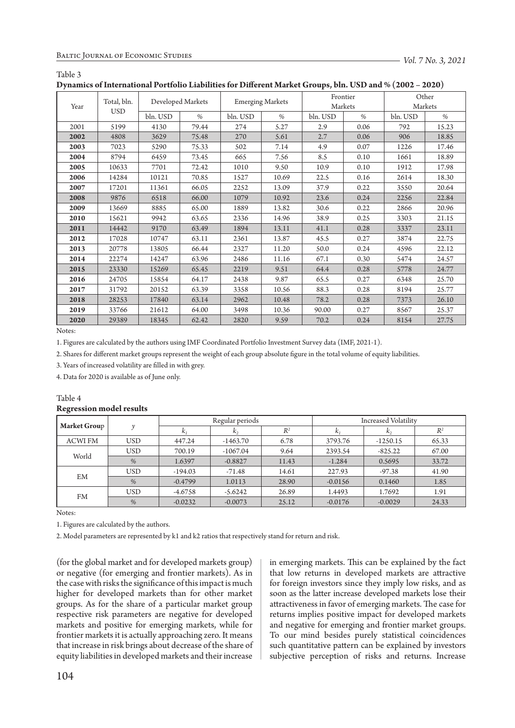Table 3

**Dynamics of International Portfolio Liabilities for Different Market Groups, bln. USD and % (2002 – 2020)**

| Year | Total, bln. USD | Developed Markets | | Emerging Markets | | Frontier Markets | | Other Markets | |
|---|---|---|---|---|---|---|---|---|---|
| | | bln. USD | % | bln. USD | % | bln. USD | % | bln. USD | % |
| 2001 | 5199 | 4130 | 79.44 | 274 | 5.27 | 2.9 | 0.06 | 792 | 15.23 |
| **2002** | 4808 | 3629 | 75.48 | 270 | 5.61 | 2.7 | 0.06 | 906 | 18.85 |
| **2003** | 7023 | 5290 | 75.33 | 502 | 7.14 | 4.9 | 0.07 | 1226 | 17.46 |
| **2004** | 8794 | 6459 | 73.45 | 665 | 7.56 | 8.5 | 0.10 | 1661 | 18.89 |
| **2005** | 10633 | 7701 | 72.42 | 1010 | 9.50 | 10.9 | 0.10 | 1912 | 17.98 |
| **2006** | 14284 | 10121 | 70.85 | 1527 | 10.69 | 22.5 | 0.16 | 2614 | 18.30 |
| **2007** | 17201 | 11361 | 66.05 | 2252 | 13.09 | 37.9 | 0.22 | 3550 | 20.64 |
| **2008** | 9876 | 6518 | 66.00 | 1079 | 10.92 | 23.6 | 0.24 | 2256 | 22.84 |
| **2009** | 13669 | 8885 | 65.00 | 1889 | 13.82 | 30.6 | 0.22 | 2866 | 20.96 |
| **2010** | 15621 | 9942 | 63.65 | 2336 | 14.96 | 38.9 | 0.25 | 3303 | 21.15 |
| **2011** | 14442 | 9170 | 63.49 | 1894 | 13.11 | 41.1 | 0.28 | 3337 | 23.11 |
| **2012** | 17028 | 10747 | 63.11 | 2361 | 13.87 | 45.5 | 0.27 | 3874 | 22.75 |
| **2013** | 20778 | 13805 | 66.44 | 2327 | 11.20 | 50.0 | 0.24 | 4596 | 22.12 |
| **2014** | 22274 | 14247 | 63.96 | 2486 | 11.16 | 67.1 | 0.30 | 5474 | 24.57 |
| **2015** | 23330 | 15269 | 65.45 | 2219 | 9.51 | 64.4 | 0.28 | 5778 | 24.77 |
| **2016** | 24705 | 15854 | 64.17 | 2438 | 9.87 | 65.5 | 0.27 | 6348 | 25.70 |
| **2017** | 31792 | 20152 | 63.39 | 3358 | 10.56 | 88.3 | 0.28 | 8194 | 25.77 |
| **2018** | 28253 | 17840 | 63.14 | 2962 | 10.48 | 78.2 | 0.28 | 7373 | 26.10 |
| **2019** | 33766 | 21612 | 64.00 | 3498 | 10.36 | 90.00 | 0.27 | 8567 | 25.37 |
| **2020** | 29389 | 18345 | 62.42 | 2820 | 9.59 | 70.2 | 0.24 | 8154 | 27.75 |

Notes:

1. Figures are calculated by the authors using IMF Coordinated Portfolio Investment Survey data (IMF, 2021-1).

2. Shares for different market groups represent the weight of each group absolute figure in the total volume of equity liabilities.

3. Years of increased volatility are filled in with grey.

4. Data for 2020 is available as of June only.

Table 4

**Regression model results**

| Market Group | $y$ | Regular periods | | | Increased Volatility | | |
|---|---|---|---|---|---|---|---|
| | | $k_1$ | $k_2$ | $R^2$ | $k_1$ | $k_2$ | $R^2$ |
| ACWI FM | USD | 447.24 | -1463.70 | 6.78 | 3793.76 | -1250.15 | 65.33 |
| World | USD | 700.19 | -1067.04 | 9.64 | 2393.54 | -825.22 | 67.00 |
| | % | 1.6397 | -0.8827 | 11.43 | -1.284 | 0.5695 | 33.72 |
| EM | USD | -194.03 | -71.48 | 14.61 | 227.93 | -97.38 | 41.90 |
| | % | -0.4799 | 1.0113 | 28.90 | -0.0156 | 0.1460 | 1.85 |
| FM | USD | -4.6758 | -5.6242 | 26.89 | 1.4493 | 1.7692 | 1.91 |
| | % | -0.0232 | -0.0073 | 25.12 | -0.0176 | -0.0029 | 24.33 |

Notes:

1. Figures are calculated by the authors.

2. Model parameters are represented by k1 and k2 ratios that respectively stand for return and risk.

(for the global market and for developed markets group) or negative (for emerging and frontier markets). As in the case with risks the significance of this impact is much higher for developed markets than for other market groups. As for the share of a particular market group respective risk parameters are negative for developed markets and positive for emerging markets, while for frontier markets it is actually approaching zero. It means that increase in risk brings about decrease of the share of equity liabilities in developed markets and their increase in emerging markets. This can be explained by the fact that low returns in developed markets are attractive for foreign investors since they imply low risks, and as soon as the latter increase developed markets lose their attractiveness in favor of emerging markets. The case for returns implies positive impact for developed markets and negative for emerging and frontier market groups. To our mind besides purely statistical coincidences such quantitative pattern can be explained by investors subjective perception of risks and returns. Increase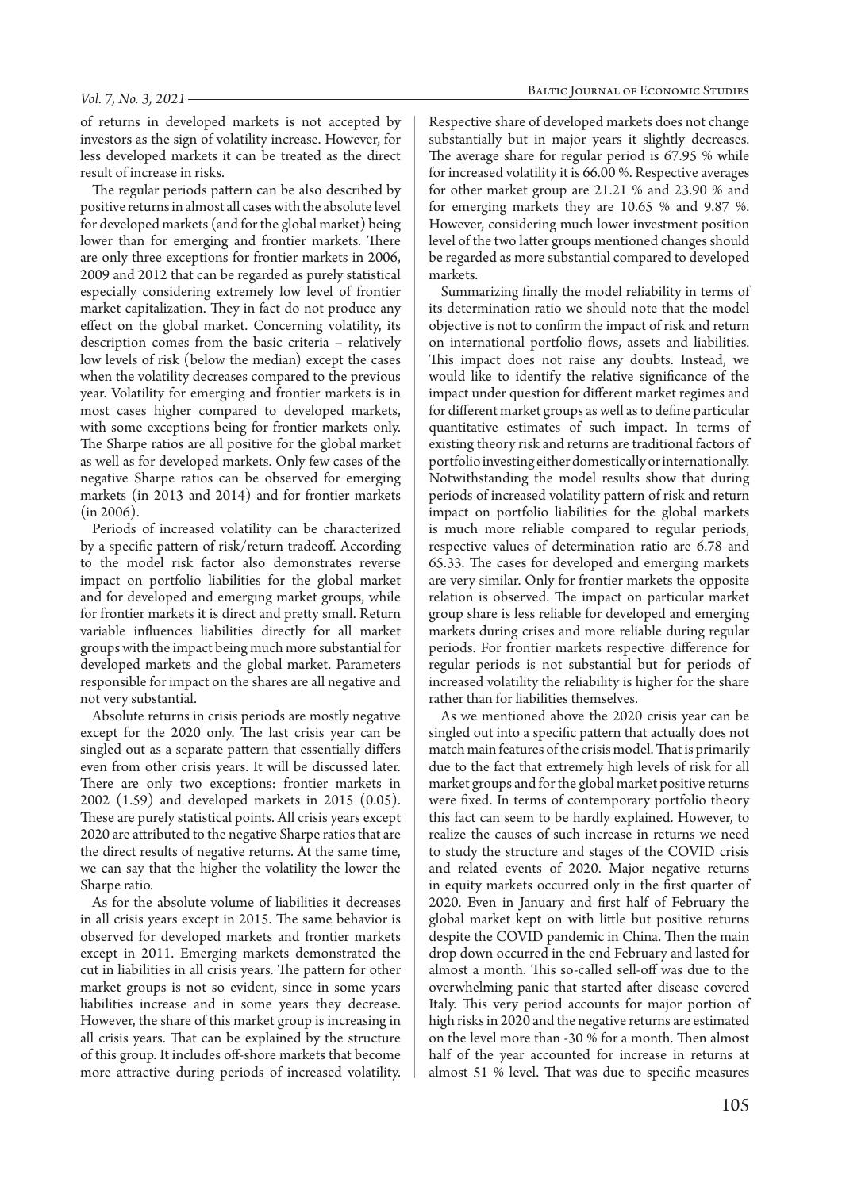of returns in developed markets is not accepted by investors as the sign of volatility increase. However, for less developed markets it can be treated as the direct result of increase in risks.

The regular periods pattern can be also described by positive returns in almost all cases with the absolute level for developed markets (and for the global market) being lower than for emerging and frontier markets. There are only three exceptions for frontier markets in 2006, 2009 and 2012 that can be regarded as purely statistical especially considering extremely low level of frontier market capitalization. They in fact do not produce any effect on the global market. Concerning volatility, its description comes from the basic criteria – relatively low levels of risk (below the median) except the cases when the volatility decreases compared to the previous year. Volatility for emerging and frontier markets is in most cases higher compared to developed markets, with some exceptions being for frontier markets only. The Sharpe ratios are all positive for the global market as well as for developed markets. Only few cases of the negative Sharpe ratios can be observed for emerging markets (in 2013 and 2014) and for frontier markets (in 2006).

Periods of increased volatility can be characterized by a specific pattern of risk/return tradeoff. According to the model risk factor also demonstrates reverse impact on portfolio liabilities for the global market and for developed and emerging market groups, while for frontier markets it is direct and pretty small. Return variable influences liabilities directly for all market groups with the impact being much more substantial for developed markets and the global market. Parameters responsible for impact on the shares are all negative and not very substantial.

Absolute returns in crisis periods are mostly negative except for the 2020 only. The last crisis year can be singled out as a separate pattern that essentially differs even from other crisis years. It will be discussed later. There are only two exceptions: frontier markets in 2002 (1.59) and developed markets in 2015 (0.05). These are purely statistical points. All crisis years except 2020 are attributed to the negative Sharpe ratios that are the direct results of negative returns. At the same time, we can say that the higher the volatility the lower the Sharpe ratio.

As for the absolute volume of liabilities it decreases in all crisis years except in 2015. The same behavior is observed for developed markets and frontier markets except in 2011. Emerging markets demonstrated the cut in liabilities in all crisis years. The pattern for other market groups is not so evident, since in some years liabilities increase and in some years they decrease. However, the share of this market group is increasing in all crisis years. That can be explained by the structure of this group. It includes off-shore markets that become more attractive during periods of increased volatility. Respective share of developed markets does not change substantially but in major years it slightly decreases. The average share for regular period is 67.95 % while for increased volatility it is 66.00 %. Respective averages for other market group are 21.21 % and 23.90 % and for emerging markets they are 10.65 % and 9.87 %. However, considering much lower investment position level of the two latter groups mentioned changes should be regarded as more substantial compared to developed markets.

Summarizing finally the model reliability in terms of its determination ratio we should note that the model objective is not to confirm the impact of risk and return on international portfolio flows, assets and liabilities. This impact does not raise any doubts. Instead, we would like to identify the relative significance of the impact under question for different market regimes and for different market groups as well as to define particular quantitative estimates of such impact. In terms of existing theory risk and returns are traditional factors of portfolio investing either domestically or internationally. Notwithstanding the model results show that during periods of increased volatility pattern of risk and return impact on portfolio liabilities for the global markets is much more reliable compared to regular periods, respective values of determination ratio are 6.78 and 65.33. The cases for developed and emerging markets are very similar. Only for frontier markets the opposite relation is observed. The impact on particular market group share is less reliable for developed and emerging markets during crises and more reliable during regular periods. For frontier markets respective difference for regular periods is not substantial but for periods of increased volatility the reliability is higher for the share rather than for liabilities themselves.

As we mentioned above the 2020 crisis year can be singled out into a specific pattern that actually does not match main features of the crisis model. That is primarily due to the fact that extremely high levels of risk for all market groups and for the global market positive returns were fixed. In terms of contemporary portfolio theory this fact can seem to be hardly explained. However, to realize the causes of such increase in returns we need to study the structure and stages of the COVID crisis and related events of 2020. Major negative returns in equity markets occurred only in the first quarter of 2020. Even in January and first half of February the global market kept on with little but positive returns despite the COVID pandemic in China. Then the main drop down occurred in the end February and lasted for almost a month. This so-called sell-off was due to the overwhelming panic that started after disease covered Italy. This very period accounts for major portion of high risks in 2020 and the negative returns are estimated on the level more than -30 % for a month. Then almost half of the year accounted for increase in returns at almost 51 % level. That was due to specific measures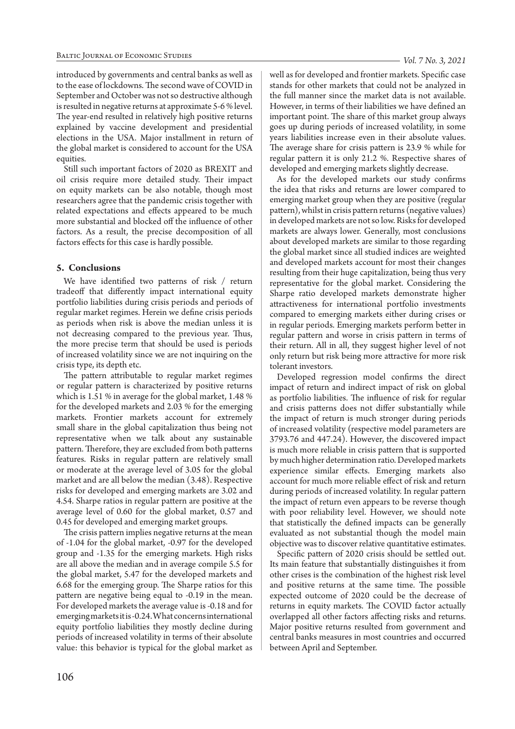introduced by governments and central banks as well as to the ease of lockdowns. The second wave of COVID in September and October was not so destructive although is resulted in negative returns at approximate 5-6 % level. The year-end resulted in relatively high positive returns explained by vaccine development and presidential elections in the USA. Major installment in return of the global market is considered to account for the USA equities.

Still such important factors of 2020 as BREXIT and oil crisis require more detailed study. Their impact on equity markets can be also notable, though most researchers agree that the pandemic crisis together with related expectations and effects appeared to be much more substantial and blocked off the influence of other factors. As a result, the precise decomposition of all factors effects for this case is hardly possible.

## 5. Conclusions

We have identified two patterns of risk / return tradeoff that differently impact international equity portfolio liabilities during crisis periods and periods of regular market regimes. Herein we define crisis periods as periods when risk is above the median unless it is not decreasing compared to the previous year. Thus, the more precise term that should be used is periods of increased volatility since we are not inquiring on the crisis type, its depth etc.

The pattern attributable to regular market regimes or regular pattern is characterized by positive returns which is 1.51 % in average for the global market, 1.48 % for the developed markets and 2.03 % for the emerging markets. Frontier markets account for extremely small share in the global capitalization thus being not representative when we talk about any sustainable pattern. Therefore, they are excluded from both patterns features. Risks in regular pattern are relatively small or moderate at the average level of 3.05 for the global market and are all below the median (3.48). Respective risks for developed and emerging markets are 3.02 and 4.54. Sharpe ratios in regular pattern are positive at the average level of 0.60 for the global market, 0.57 and 0.45 for developed and emerging market groups.

The crisis pattern implies negative returns at the mean of -1.04 for the global market, -0.97 for the developed group and -1.35 for the emerging markets. High risks are all above the median and in average compile 5.5 for the global market, 5.47 for the developed markets and 6.68 for the emerging group. The Sharpe ratios for this pattern are negative being equal to -0.19 in the mean. For developed markets the average value is -0.18 and for emerging markets it is -0.24. What concerns international equity portfolio liabilities they mostly decline during periods of increased volatility in terms of their absolute value: this behavior is typical for the global market as well as for developed and frontier markets. Specific case stands for other markets that could not be analyzed in the full manner since the market data is not available. However, in terms of their liabilities we have defined an important point. The share of this market group always goes up during periods of increased volatility, in some years liabilities increase even in their absolute values. The average share for crisis pattern is 23.9 % while for regular pattern it is only 21.2 %. Respective shares of developed and emerging markets slightly decrease.

As for the developed markets our study confirms the idea that risks and returns are lower compared to emerging market group when they are positive (regular pattern), whilst in crisis pattern returns (negative values) in developed markets are not so low. Risks for developed markets are always lower. Generally, most conclusions about developed markets are similar to those regarding the global market since all studied indices are weighted and developed markets account for most their changes resulting from their huge capitalization, being thus very representative for the global market. Considering the Sharpe ratio developed markets demonstrate higher attractiveness for international portfolio investments compared to emerging markets either during crises or in regular periods. Emerging markets perform better in regular pattern and worse in crisis pattern in terms of their return. All in all, they suggest higher level of not only return but risk being more attractive for more risk tolerant investors.

Developed regression model confirms the direct impact of return and indirect impact of risk on global as portfolio liabilities. The influence of risk for regular and crisis patterns does not differ substantially while the impact of return is much stronger during periods of increased volatility (respective model parameters are 3793.76 and 447.24). However, the discovered impact is much more reliable in crisis pattern that is supported by much higher determination ratio. Developed markets experience similar effects. Emerging markets also account for much more reliable effect of risk and return during periods of increased volatility. In regular pattern the impact of return even appears to be reverse though with poor reliability level. However, we should note that statistically the defined impacts can be generally evaluated as not substantial though the model main objective was to discover relative quantitative estimates.

Specific pattern of 2020 crisis should be settled out. Its main feature that substantially distinguishes it from other crises is the combination of the highest risk level and positive returns at the same time. The possible expected outcome of 2020 could be the decrease of returns in equity markets. The COVID factor actually overlapped all other factors affecting risks and returns. Major positive returns resulted from government and central banks measures in most countries and occurred between April and September.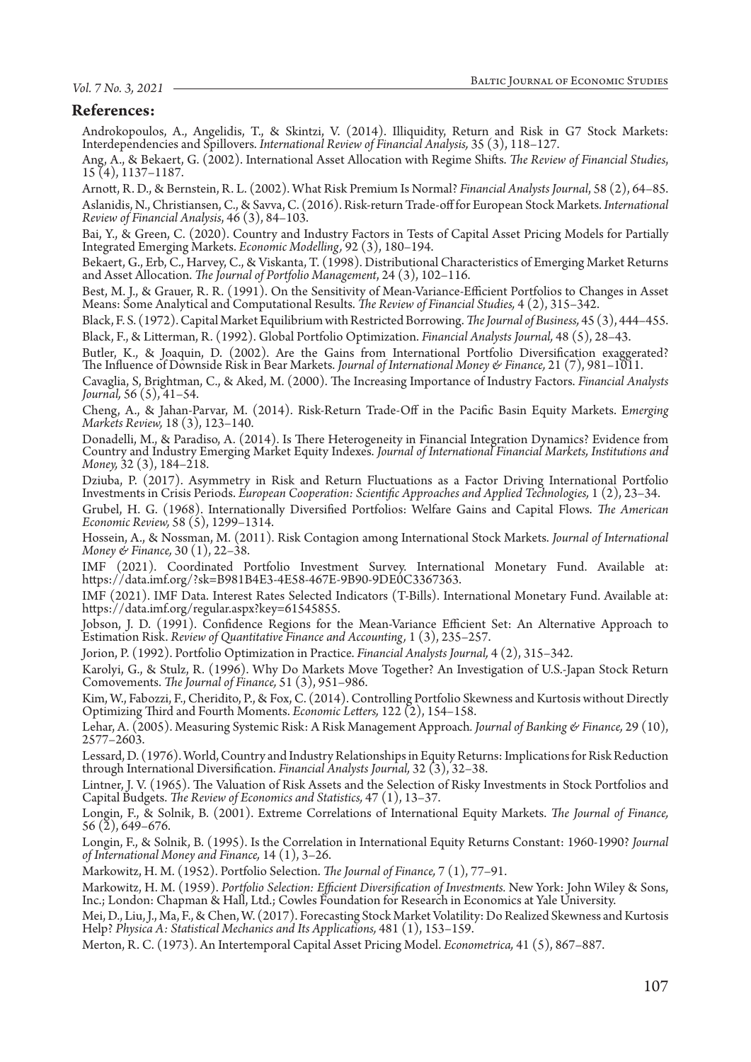## References:

Androkopoulos, A., Angelidis, T., & Skintzi, V. (2014). Illiquidity, Return and Risk in G7 Stock Markets: Interdependencies and Spillovers. *International Review of Financial Analysis,* 35 (3), 118–127.

Ang, A., & Bekaert, G. (2002). International Asset Allocation with Regime Shifts. *The Review of Financial Studies*, 15 (4), 1137–1187.

Arnott, R. D., & Bernstein, R. L. (2002). What Risk Premium Is Normal? *Financial Analysts Journal*, 58 (2), 64–85.

Aslanidis, N., Christiansen, C., & Savva, C. (2016). Risk-return Trade-off for European Stock Markets. *International Review of Financial Analysis*, 46 (3), 84–103.

Bai, Y., & Green, C. (2020). Country and Industry Factors in Tests of Capital Asset Pricing Models for Partially Integrated Emerging Markets. *Economic Modelling*, 92 (3), 180–194.

Bekaert, G., Erb, C., Harvey, C., & Viskanta, T. (1998). Distributional Characteristics of Emerging Market Returns and Asset Allocation. *The Journal of Portfolio Management*, 24 (3), 102–116.

Best, M. J., & Grauer, R. R. (1991). On the Sensitivity of Mean-Variance-Efficient Portfolios to Changes in Asset Means: Some Analytical and Computational Results. *The Review of Financial Studies,* 4 (2), 315–342.

Black, F. S. (1972). Capital Market Equilibrium with Restricted Borrowing. *The Journal of Business,* 45 (3), 444–455.

Black, F., & Litterman, R. (1992). Global Portfolio Optimization. *Financial Analysts Journal,* 48 (5), 28–43.

Butler, K., & Joaquin, D. (2002). Are the Gains from International Portfolio Diversification exaggerated? The Influence of Downside Risk in Bear Markets. *Journal of International Money & Finance,* 21 (7), 981–1011.

Cavaglia, S, Brightman, C., & Aked, M. (2000). The Increasing Importance of Industry Factors. *Financial Analysts Journal,* 56 (5), 41–54.

Cheng, A., & Jahan-Parvar, M. (2014). Risk-Return Trade-Off in the Pacific Basin Equity Markets. E*merging Markets Review,* 18 (3), 123–140.

Donadelli, M., & Paradiso, A. (2014). Is There Heterogeneity in Financial Integration Dynamics? Evidence from Country and Industry Emerging Market Equity Indexes. *Journal of International Financial Markets, Institutions and Money,* 32 (3), 184–218.

Dziuba, P. (2017). Asymmetry in Risk and Return Fluctuations as a Factor Driving International Portfolio Investments in Crisis Periods. *European Cooperation: Scientific Approaches and Applied Technologies,* 1 (2), 23–34.

Grubel, H. G. (1968). Internationally Diversified Portfolios: Welfare Gains and Capital Flows. *The American Economic Review,* 58 (5), 1299–1314.

Hossein, A., & Nossman, M. (2011). Risk Contagion among International Stock Markets. *Journal of International Money & Finance,* 30 (1), 22–38.

IMF (2021). Coordinated Portfolio Investment Survey. International Monetary Fund. Available at: https://data.imf.org/?sk=B981B4E3-4E58-467E-9B90-9DE0C3367363.

IMF (2021). IMF Data. Interest Rates Selected Indicators (T-Bills). International Monetary Fund. Available at: https://data.imf.org/regular.aspx?key=61545855.

Jobson, J. D. (1991). Confidence Regions for the Mean-Variance Efficient Set: An Alternative Approach to Estimation Risk. *Review of Quantitative Finance and Accounting*, 1 (3), 235–257.

Jorion, P. (1992). Portfolio Optimization in Practice. *Financial Analysts Journal,* 4 (2), 315–342.

Karolyi, G., & Stulz, R. (1996). Why Do Markets Move Together? An Investigation of U.S.-Japan Stock Return Comovements. *The Journal of Finance,* 51 (3), 951–986.

Kim, W., Fabozzi, F., Cheridito, P., & Fox, C. (2014). Controlling Portfolio Skewness and Kurtosis without Directly Optimizing Third and Fourth Moments. *Economic Letters,* 122 (2), 154–158.

Lehar, A. (2005). Measuring Systemic Risk: A Risk Management Approach*. Journal of Banking & Finance,* 29 (10), 2577–2603.

Lessard, D. (1976). World, Country and Industry Relationships in Equity Returns: Implications for Risk Reduction through International Diversification. *Financial Analysts Journal,* 32 (3), 32–38.

Lintner, J. V. (1965). The Valuation of Risk Assets and the Selection of Risky Investments in Stock Portfolios and Capital Budgets. *The Review of Economics and Statistics,* 47 (1), 13–37.

Longin, F., & Solnik, B. (2001). Extreme Correlations of International Equity Markets. *The Journal of Finance,* 56 (2), 649–676.

Longin, F., & Solnik, B. (1995). Is the Correlation in International Equity Returns Constant: 1960-1990? *Journal of International Money and Finance,* 14 (1), 3–26.

Markowitz, H. M. (1952). Portfolio Selection. *The Journal of Finance,* 7 (1), 77–91.

Markowitz, H. M. (1959). *Portfolio Selection: Efficient Diversification of Investments.* New York: John Wiley & Sons, Inc.; London: Chapman & Hall, Ltd.; Cowles Foundation for Research in Economics at Yale University.

Mei, D., Liu, J., Ma, F., & Chen, W. (2017). Forecasting Stock Market Volatility: Do Realized Skewness and Kurtosis Help? *Physica A: Statistical Mechanics and Its Applications,* 481 (1), 153–159.

Merton, R. C. (1973). An Intertemporal Capital Asset Pricing Model. *Econometrica,* 41 (5), 867–887.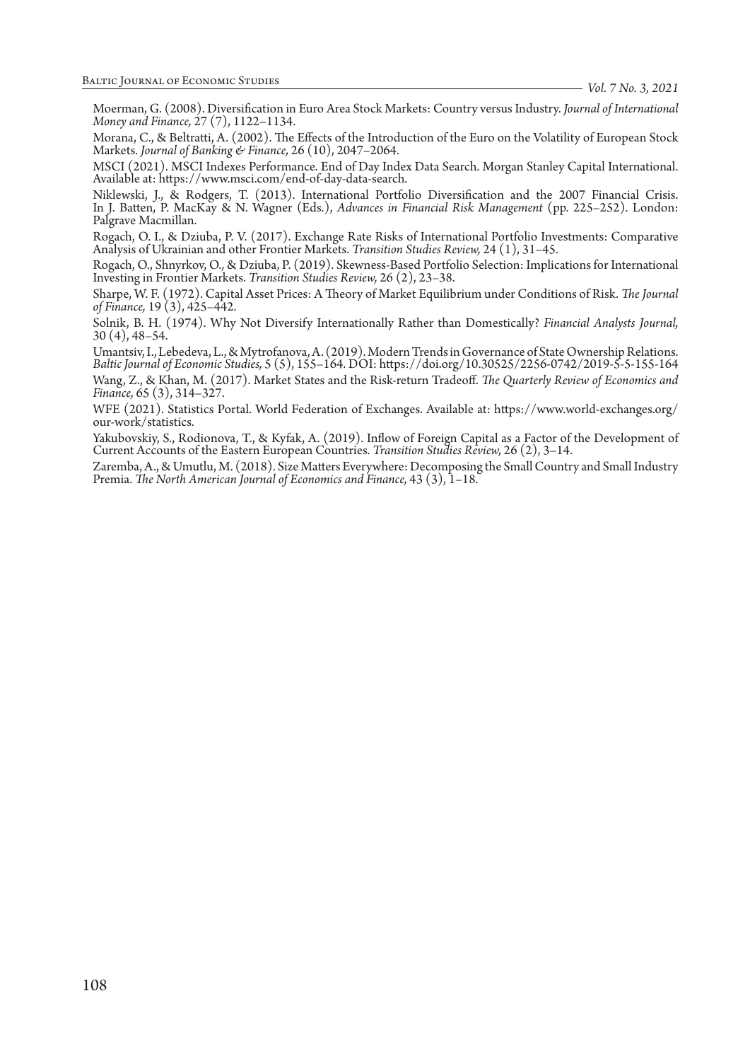Moerman, G. (2008). Diversification in Euro Area Stock Markets: Country versus Industry. *Journal of International Money and Finance,* 27 (7), 1122–1134.

Morana, C., & Beltratti, A. (2002). The Effects of the Introduction of the Euro on the Volatility of European Stock Markets. *Journal of Banking & Finance,* 26 (10), 2047–2064.

MSCI (2021). MSCI Indexes Performance. End of Day Index Data Search. Morgan Stanley Capital International. Available at: https://www.msci.com/end-of-day-data-search.

Niklewski, J., & Rodgers, T. (2013). International Portfolio Diversification and the 2007 Financial Crisis. In J. Batten, P. MacKay & N. Wagner (Eds.), *Advances in Financial Risk Management* (pp. 225–252). London: Palgrave Macmillan.

Rogach, O. I., & Dziuba, P. V. (2017). Exchange Rate Risks of International Portfolio Investments: Comparative Analysis of Ukrainian and other Frontier Markets. *Transition Studies Review,* 24 (1), 31–45.

Rogach, O., Shnyrkov, O., & Dziuba, P. (2019). Skewness-Based Portfolio Selection: Implications for International Investing in Frontier Markets. *Transition Studies Review,* 26 (2), 23–38.

Sharpe, W. F. (1972). Capital Asset Prices: A Theory of Market Equilibrium under Conditions of Risk. *The Journal of Finance,* 19 (3), 425–442.

Solnik, B. H. (1974). Why Not Diversify Internationally Rather than Domestically? *Financial Analysts Journal,* 30 (4), 48–54.

Umantsiv, I., Lebedeva, L., & Mytrofanova, A. (2019). Modern Trends in Governance of State Ownership Relations. *Baltic Journal of Economic Studies,* 5 (5), 155–164. DOI: https://doi.org/10.30525/2256-0742/2019-5-5-155-164

Wang, Z., & Khan, M. (2017). Market States and the Risk-return Tradeoff. *The Quarterly Review of Economics and Finance,* 65 (3), 314–327.

WFE (2021). Statistics Portal. World Federation of Exchanges. Available at: https://www.world-exchanges.org/our-work/statistics.

Yakubovskiy, S., Rodionova, T., & Kyfak, A. (2019). Inflow of Foreign Capital as a Factor of the Development of Current Accounts of the Eastern European Countries. *Transition Studies Review,* 26 (2), 3–14.

Zaremba, A., & Umutlu, M. (2018). Size Matters Everywhere: Decomposing the Small Country and Small Industry Premia. *The North American Journal of Economics and Finance,* 43 (3), 1–18.